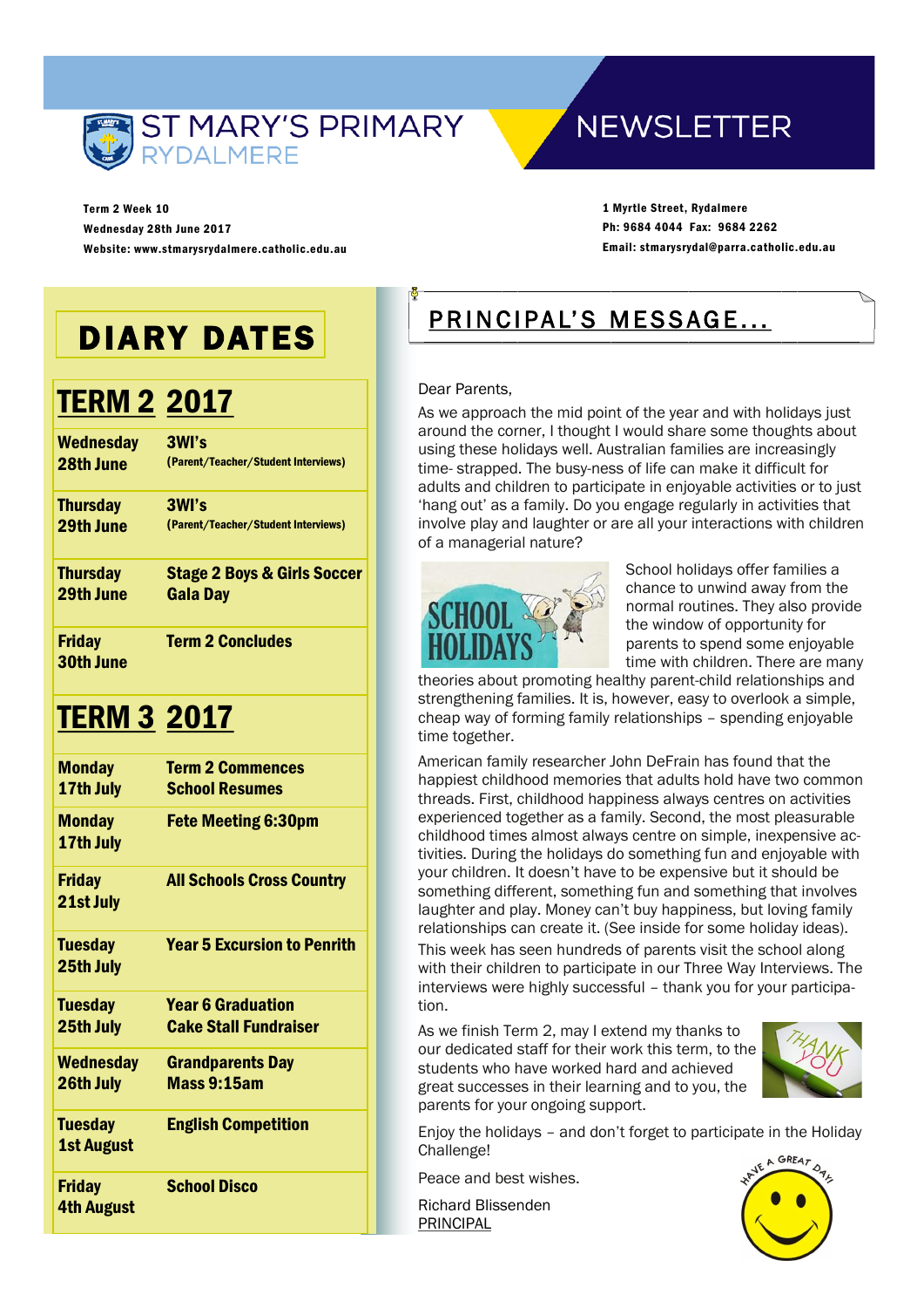# ST MARY'S PRIMARY RYDALMERE NEWSLETTER

**Term 2 Week 10**
**Wednesday 28th June 2017**
**Website: www.stmarysrydalmere.catholic.edu.au**

**1 Myrtle Street, Rydalmere**
**Ph: 9684 4044 Fax: 9684 2262**
**Email: stmarysrydal@parra.catholic.edu.au**

## DIARY DATES

### TERM 2 2017

| | |
|---|---|
| **Wednesday 28th June** | **3WI's** (Parent/Teacher/Student Interviews) |
| **Thursday 29th June** | **3WI's** (Parent/Teacher/Student Interviews) |
| **Thursday 29th June** | **Stage 2 Boys & Girls Soccer Gala Day** |
| **Friday 30th June** | **Term 2 Concludes** |

### TERM 3 2017

| | |
|---|---|
| **Monday 17th July** | **Term 2 Commences School Resumes** |
| **Monday 17th July** | **Fete Meeting 6:30pm** |
| **Friday 21st July** | **All Schools Cross Country** |
| **Tuesday 25th July** | **Year 5 Excursion to Penrith** |
| **Tuesday 25th July** | **Year 6 Graduation Cake Stall Fundraiser** |
| **Wednesday 26th July** | **Grandparents Day Mass 9:15am** |
| **Tuesday 1st August** | **English Competition** |
| **Friday 4th August** | **School Disco** |

## PRINCIPAL'S MESSAGE...

Dear Parents,

As we approach the mid point of the year and with holidays just around the corner, I thought I would share some thoughts about using these holidays well. Australian families are increasingly time- strapped. The busy-ness of life can make it difficult for adults and children to participate in enjoyable activities or to just 'hang out' as a family. Do you engage regularly in activities that involve play and laughter or are all your interactions with children of a managerial nature?

School holidays offer families a chance to unwind away from the normal routines. They also provide the window of opportunity for parents to spend some enjoyable time with children. There are many theories about promoting healthy parent-child relationships and strengthening families. It is, however, easy to overlook a simple, cheap way of forming family relationships – spending enjoyable time together.

American family researcher John DeFrain has found that the happiest childhood memories that adults hold have two common threads. First, childhood happiness always centres on activities experienced together as a family. Second, the most pleasurable childhood times almost always centre on simple, inexpensive activities. During the holidays do something fun and enjoyable with your children. It doesn't have to be expensive but it should be something different, something fun and something that involves laughter and play. Money can't buy happiness, but loving family relationships can create it. (See inside for some holiday ideas).

This week has seen hundreds of parents visit the school along with their children to participate in our Three Way Interviews. The interviews were highly successful – thank you for your participation.

As we finish Term 2, may I extend my thanks to our dedicated staff for their work this term, to the students who have worked hard and achieved great successes in their learning and to you, the parents for your ongoing support.

Enjoy the holidays – and don't forget to participate in the Holiday Challenge!

Peace and best wishes.

Richard Blissenden
PRINCIPAL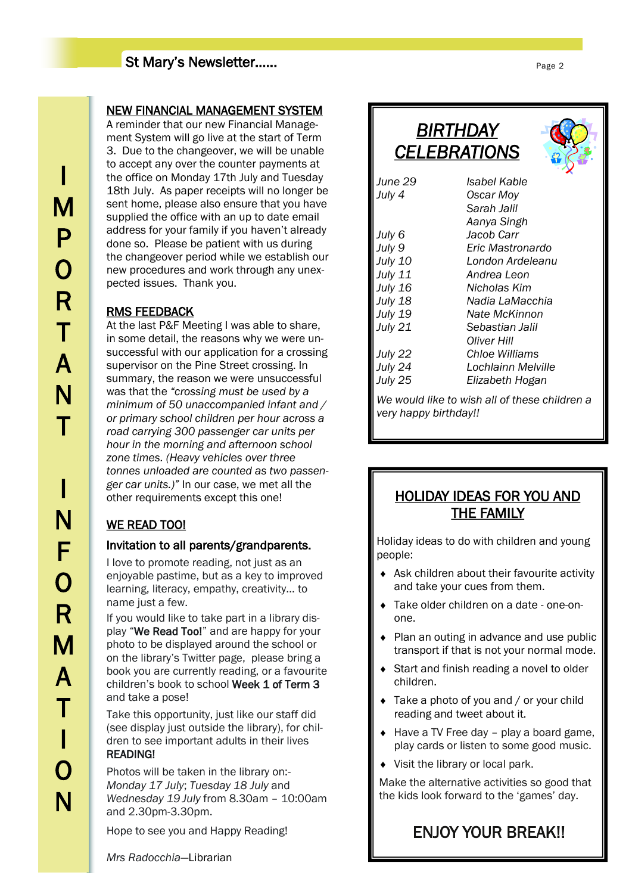# IMPORTANT INFORMATION

## NEW FINANCIAL MANAGEMENT SYSTEM

A reminder that our new Financial Management System will go live at the start of Term 3. Due to the changeover, we will be unable to accept any over the counter payments at the office on Monday 17th July and Tuesday 18th July. As paper receipts will no longer be sent home, please also ensure that you have supplied the office with an up to date email address for your family if you haven't already done so. Please be patient with us during the changeover period while we establish our new procedures and work through any unexpected issues. Thank you.

## RMS FEEDBACK

At the last P&F Meeting I was able to share, in some detail, the reasons why we were unsuccessful with our application for a crossing supervisor on the Pine Street crossing. In summary, the reason we were unsuccessful was that the *"crossing must be used by a minimum of 50 unaccompanied infant and / or primary school children per hour across a road carrying 300 passenger car units per hour in the morning and afternoon school zone times. (Heavy vehicles over three tonnes unloaded are counted as two passenger car units.)"* In our case, we met all the other requirements except this one!

## WE READ TOO!

**Invitation to all parents/grandparents.**

I love to promote reading, not just as an enjoyable pastime, but as a key to improved learning, literacy, empathy, creativity… to name just a few.

If you would like to take part in a library display "**We Read Too!**" and are happy for your photo to be displayed around the school or on the library's Twitter page, please bring a book you are currently reading, or a favourite children's book to school **Week 1 of Term 3** and take a pose!

Take this opportunity, just like our staff did (see display just outside the library), for children to see important adults in their lives **READING!**

Photos will be taken in the library on:- *Monday 17 July*; *Tuesday 18 July* and *Wednesday 19 July* from 8.30am – 10:00am and 2.30pm-3.30pm.

Hope to see you and Happy Reading!

*Mrs Radocchia*—Librarian

## *BIRTHDAY CELEBRATIONS*

| | |
|---|---|
| *June 29* | *Isabel Kable* |
| *July 4* | *Oscar Moy* |
| | *Sarah Jalil* |
| | *Aanya Singh* |
| *July 6* | *Jacob Carr* |
| *July 9* | *Eric Mastronardo* |
| *July 10* | *London Ardeleanu* |
| *July 11* | *Andrea Leon* |
| *July 16* | *Nicholas Kim* |
| *July 18* | *Nadia LaMacchia* |
| *July 19* | *Nate McKinnon* |
| *July 21* | *Sebastian Jalil* |
| | *Oliver Hill* |
| *July 22* | *Chloe Williams* |
| *July 24* | *Lochlainn Melville* |
| *July 25* | *Elizabeth Hogan* |

*We would like to wish all of these children a very happy birthday!!*

## HOLIDAY IDEAS FOR YOU AND THE FAMILY

Holiday ideas to do with children and young people:

- Ask children about their favourite activity and take your cues from them.
- Take older children on a date - one-on-one.
- Plan an outing in advance and use public transport if that is not your normal mode.
- Start and finish reading a novel to older children.
- Take a photo of you and / or your child reading and tweet about it.
- Have a TV Free day – play a board game, play cards or listen to some good music.
- Visit the library or local park.

Make the alternative activities so good that the kids look forward to the 'games' day.

**ENJOY YOUR BREAK!!**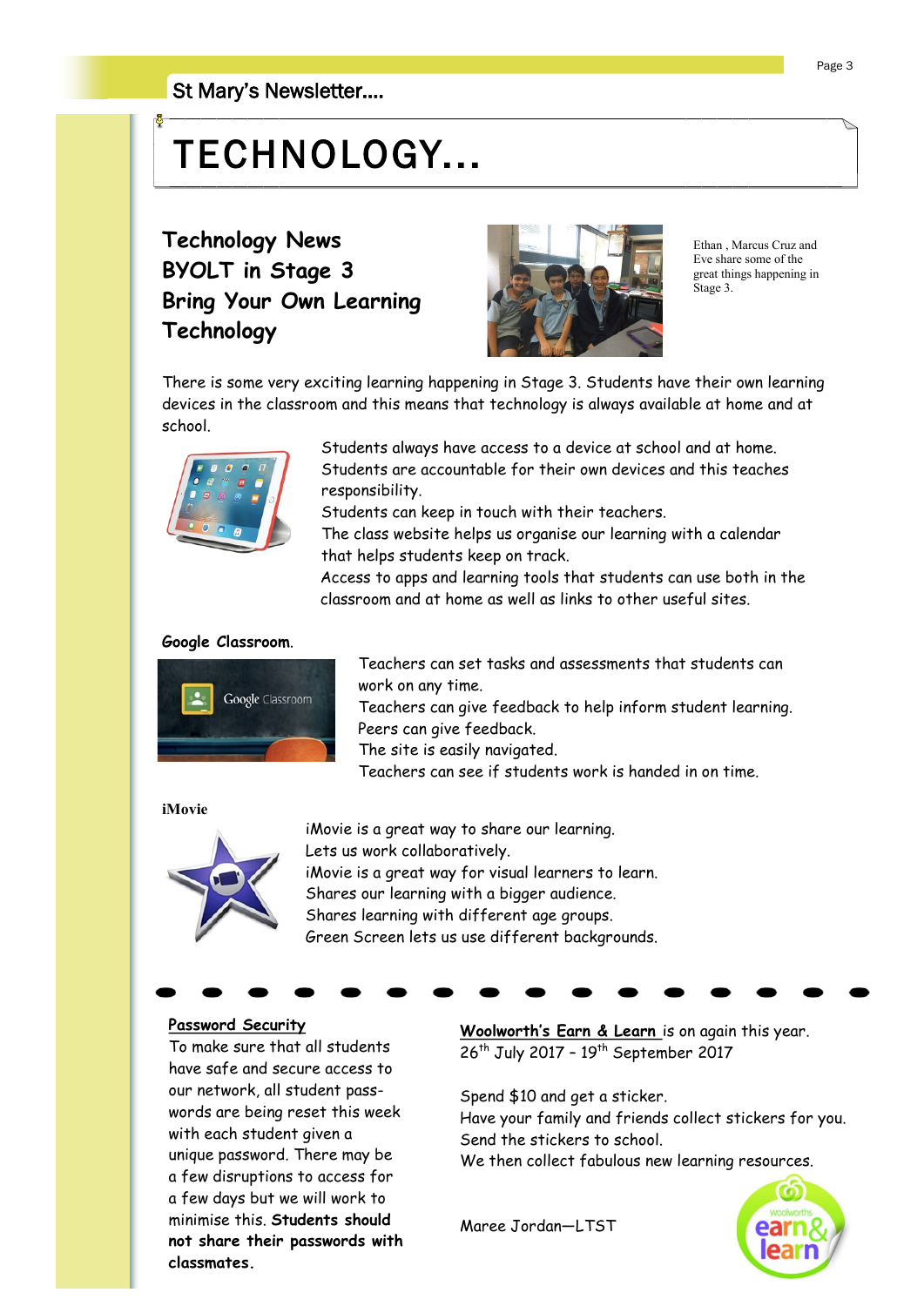# TECHNOLOGY...

## Technology News
## BYOLT in Stage 3
## Bring Your Own Learning Technology

Ethan , Marcus Cruz and Eve share some of the great things happening in Stage 3.

There is some very exciting learning happening in Stage 3. Students have their own learning devices in the classroom and this means that technology is always available at home and at school.

Students always have access to a device at school and at home.
Students are accountable for their own devices and this teaches responsibility.
Students can keep in touch with their teachers.
The class website helps us organise our learning with a calendar that helps students keep on track.
Access to apps and learning tools that students can use both in the classroom and at home as well as links to other useful sites.

**Google Classroom.**

Teachers can set tasks and assessments that students can work on any time.
Teachers can give feedback to help inform student learning.
Peers can give feedback.
The site is easily navigated.
Teachers can see if students work is handed in on time.

**iMovie**

iMovie is a great way to share our learning.
Lets us work collaboratively.
iMovie is a great way for visual learners to learn.
Shares our learning with a bigger audience.
Shares learning with different age groups.
Green Screen lets us use different backgrounds.

---

**Password Security**

To make sure that all students have safe and secure access to our network, all student pass-words are being reset this week with each student given a unique password. There may be a few disruptions to access for a few days but we will work to minimise this. **Students should not share their passwords with classmates.**

**Woolworth's Earn & Learn** is on again this year.
26th July 2017 – 19th September 2017

Spend $10 and get a sticker.
Have your family and friends collect stickers for you.
Send the stickers to school.
We then collect fabulous new learning resources.

Maree Jordan—LTST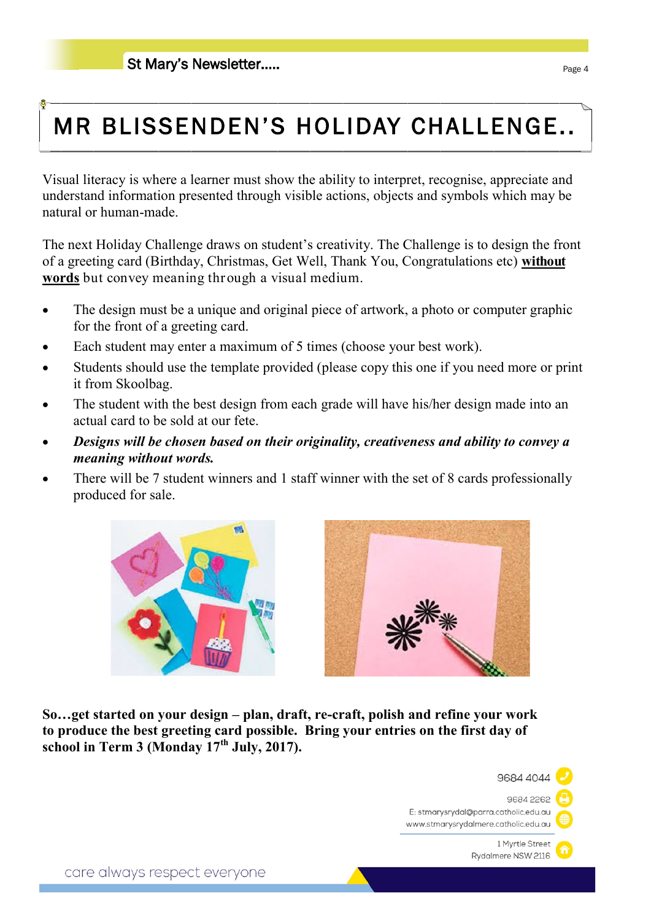# MR BLISSENDEN'S HOLIDAY CHALLENGE..

Visual literacy is where a learner must show the ability to interpret, recognise, appreciate and understand information presented through visible actions, objects and symbols which may be natural or human-made.

The next Holiday Challenge draws on student's creativity. The Challenge is to design the front of a greeting card (Birthday, Christmas, Get Well, Thank You, Congratulations etc) **without words** but convey meaning through a visual medium.

- The design must be a unique and original piece of artwork, a photo or computer graphic for the front of a greeting card.
- Each student may enter a maximum of 5 times (choose your best work).
- Students should use the template provided (please copy this one if you need more or print it from Skoolbag.
- The student with the best design from each grade will have his/her design made into an actual card to be sold at our fete.
- ***Designs will be chosen based on their originality, creativeness and ability to convey a meaning without words.***
- There will be 7 student winners and 1 staff winner with the set of 8 cards professionally produced for sale.

**So…get started on your design – plan, draft, re-craft, polish and refine your work to produce the best greeting card possible. Bring your entries on the first day of school in Term 3 (Monday 17th July, 2017).**

9684 4044

9684 2262

E: stmarysrydal@parra.catholic.edu.au

www.stmarysrydalmere.catholic.edu.au

1 Myrtle Street
Rydalmere NSW 2116

care always respect everyone